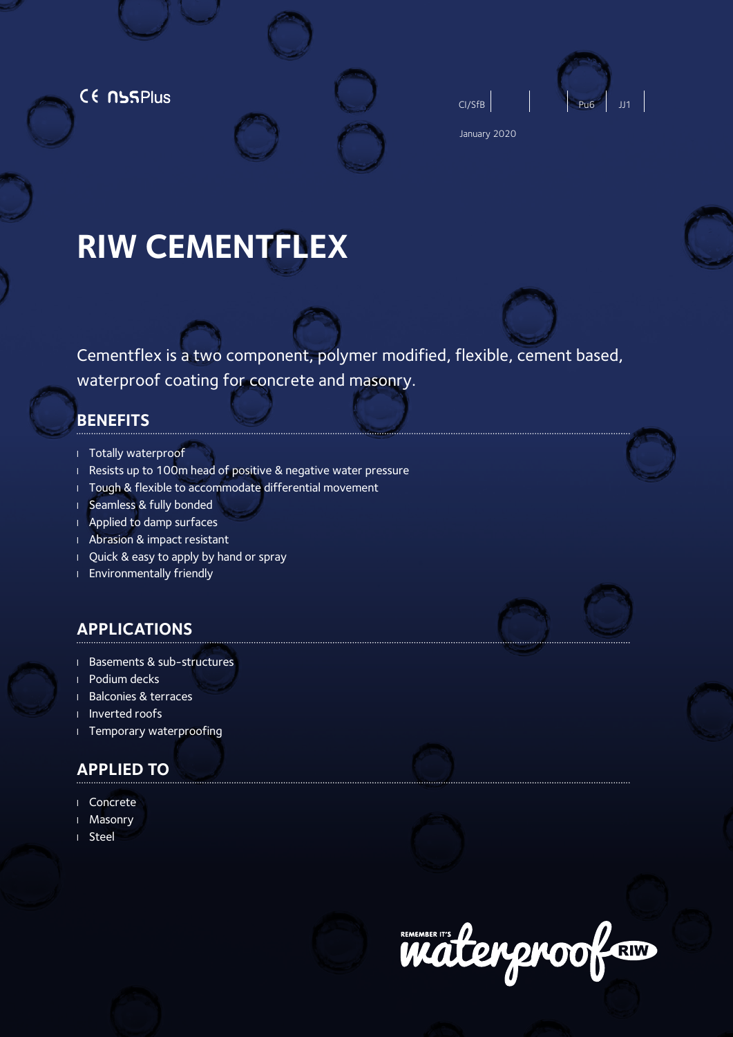CE NBSPlus

CI/SfB | | Pu6 | JJ1

January 2020

# RIW CEMENTFLEX

Cementflex is a two component, polymer modified, flexible, cement based, waterproof coating for concrete and masonry.

## BENEFITS

- Totally waterproof
- Resists up to 100m head of positive & negative water pressure
- Tough & flexible to accommodate differential movement
- Seamless & fully bonded
- Applied to damp surfaces
- Abrasion & impact resistant
- Quick & easy to apply by hand or spray
- Environmentally friendly

## APPLICATIONS

- Basements & sub-structures
- Podium decks
- Balconies & terraces
- Inverted roofs
- Temporary waterproofing

## APPLIED TO

- Concrete
- Masonry
- Steel

REMEMBER IT'S waterproof RIW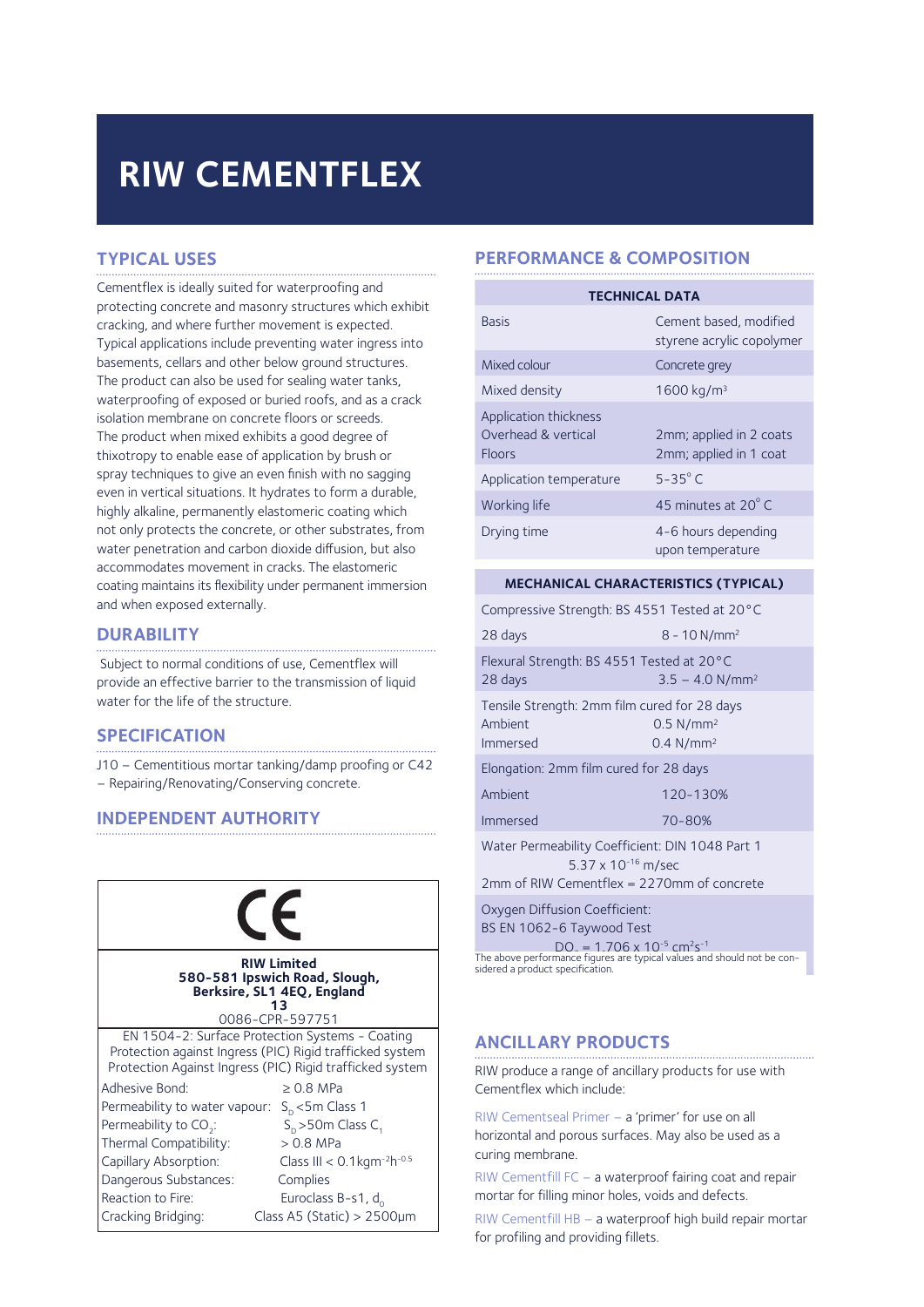# RIW CEMENTFLEX

## TYPICAL USES

Cementflex is ideally suited for waterproofing and protecting concrete and masonry structures which exhibit cracking, and where further movement is expected. Typical applications include preventing water ingress into basements, cellars and other below ground structures. The product can also be used for sealing water tanks, waterproofing of exposed or buried roofs, and as a crack isolation membrane on concrete floors or screeds. The product when mixed exhibits a good degree of thixotropy to enable ease of application by brush or spray techniques to give an even finish with no sagging even in vertical situations. It hydrates to form a durable, highly alkaline, permanently elastomeric coating which not only protects the concrete, or other substrates, from water penetration and carbon dioxide diffusion, but also accommodates movement in cracks. The elastomeric coating maintains its flexibility under permanent immersion and when exposed externally.

## DURABILITY

Subject to normal conditions of use, Cementflex will provide an effective barrier to the transmission of liquid water for the life of the structure.

## SPECIFICATION

J10 – Cementitious mortar tanking/damp proofing or C42 – Repairing/Renovating/Conserving concrete.

## INDEPENDENT AUTHORITY

CE

**RIW Limited**
**580-581 Ipswich Road, Slough, Berksire, SL1 4EQ, England**
**13**
0086-CPR-597751

EN 1504-2: Surface Protection Systems - Coating
Protection against Ingress (PIC) Rigid trafficked system
Protection Against Ingress (PIC) Rigid trafficked system

| | |
|---|---|
| Adhesive Bond: | ≥ 0.8 MPa |
| Permeability to water vapour: | $S_D$ <5m Class 1 |
| Permeability to $CO_2$: | $S_D$ >50m Class $C_1$ |
| Thermal Compatibility: | > 0.8 MPa |
| Capillary Absorption: | Class III < 0.1kgm$^{-2}$h$^{-0.5}$ |
| Dangerous Substances: | Complies |
| Reaction to Fire: | Euroclass B-s1, $d_0$ |
| Cracking Bridging: | Class A5 (Static) > 2500µm |

## PERFORMANCE & COMPOSITION

| TECHNICAL DATA | |
|---|---|
| Basis | Cement based, modified styrene acrylic copolymer |
| Mixed colour | Concrete grey |
| Mixed density | 1600 kg/m³ |
| Application thickness<br>Overhead & vertical<br>Floors | <br>2mm; applied in 2 coats<br>2mm; applied in 1 coat |
| Application temperature | 5-35° C |
| Working life | 45 minutes at 20° C |
| Drying time | 4-6 hours depending upon temperature |

| MECHANICAL CHARACTERISTICS (TYPICAL) | |
|---|---|
| Compressive Strength: BS 4551 Tested at 20°C | |
| 28 days | 8 - 10 N/mm² |
| Flexural Strength: BS 4551 Tested at 20°C | |
| 28 days | 3.5 – 4.0 N/mm² |
| Tensile Strength: 2mm film cured for 28 days | |
| Ambient | 0.5 N/mm² |
| Immersed | 0.4 N/mm² |
| Elongation: 2mm film cured for 28 days | |
| Ambient | 120-130% |
| Immersed | 70-80% |
| Water Permeability Coefficient: DIN 1048 Part 1 | $5.37 \times 10^{-16}$ m/sec |
| 2mm of RIW Cementflex = 2270mm of concrete | |
| Oxygen Diffusion Coefficient: BS EN 1062-6 Taywood Test | $DO_2 = 1.706 \times 10^{-5}$ cm²s$^{-1}$ |

The above performance figures are typical values and should not be considered a product specification.

## ANCILLARY PRODUCTS

RIW produce a range of ancillary products for use with Cementflex which include:

RIW Cementseal Primer – a 'primer' for use on all horizontal and porous surfaces. May also be used as a curing membrane.

RIW Cementfill FC – a waterproof fairing coat and repair mortar for filling minor holes, voids and defects.

RIW Cementfill HB – a waterproof high build repair mortar for profiling and providing fillets.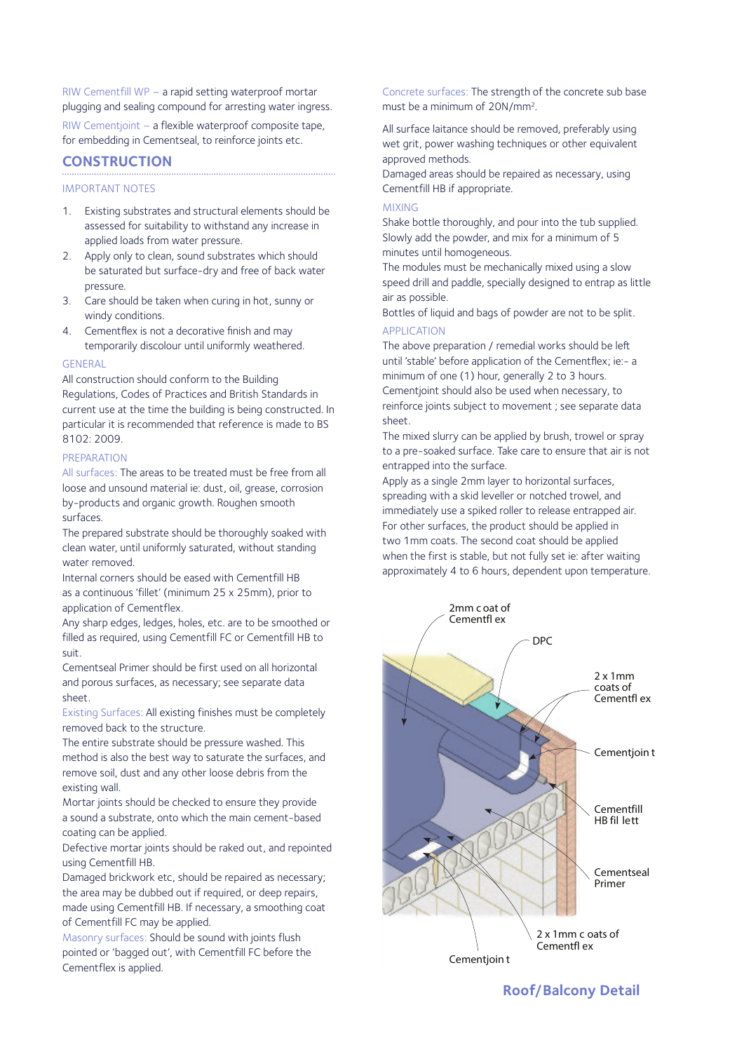RIW Cementfill WP – a rapid setting waterproof mortar plugging and sealing compound for arresting water ingress.

RIW Cementjoint – a flexible waterproof composite tape, for embedding in Cementseal, to reinforce joints etc.

## CONSTRUCTION

### IMPORTANT NOTES

1. Existing substrates and structural elements should be assessed for suitability to withstand any increase in applied loads from water pressure.
2. Apply only to clean, sound substrates which should be saturated but surface-dry and free of back water pressure.
3. Care should be taken when curing in hot, sunny or windy conditions.
4. Cementflex is not a decorative finish and may temporarily discolour until uniformly weathered.

### GENERAL

All construction should conform to the Building Regulations, Codes of Practices and British Standards in current use at the time the building is being constructed. In particular it is recommended that reference is made to BS 8102: 2009.

### PREPARATION

All surfaces: The areas to be treated must be free from all loose and unsound material ie: dust, oil, grease, corrosion by-products and organic growth. Roughen smooth surfaces.

The prepared substrate should be thoroughly soaked with clean water, until uniformly saturated, without standing water removed.

Internal corners should be eased with Cementfill HB as a continuous 'fillet' (minimum 25 x 25mm), prior to application of Cementflex.

Any sharp edges, ledges, holes, etc. are to be smoothed or filled as required, using Cementfill FC or Cementfill HB to suit.

Cementseal Primer should be first used on all horizontal and porous surfaces, as necessary; see separate data sheet.

Existing Surfaces: All existing finishes must be completely removed back to the structure.

The entire substrate should be pressure washed. This method is also the best way to saturate the surfaces, and remove soil, dust and any other loose debris from the existing wall.

Mortar joints should be checked to ensure they provide a sound a substrate, onto which the main cement-based coating can be applied.

Defective mortar joints should be raked out, and repointed using Cementfill HB.

Damaged brickwork etc, should be repaired as necessary; the area may be dubbed out if required, or deep repairs, made using Cementfill HB. If necessary, a smoothing coat of Cementfill FC may be applied.

Masonry surfaces: Should be sound with joints flush pointed or 'bagged out', with Cementfill FC before the Cementflex is applied.

Concrete surfaces: The strength of the concrete sub base must be a minimum of 20N/mm².

All surface laitance should be removed, preferably using wet grit, power washing techniques or other equivalent approved methods.

Damaged areas should be repaired as necessary, using Cementfill HB if appropriate.

### MIXING

Shake bottle thoroughly, and pour into the tub supplied. Slowly add the powder, and mix for a minimum of 5 minutes until homogeneous.

The modules must be mechanically mixed using a slow speed drill and paddle, specially designed to entrap as little air as possible.

Bottles of liquid and bags of powder are not to be split.

### APPLICATION

The above preparation / remedial works should be left until 'stable' before application of the Cementflex; ie:- a minimum of one (1) hour, generally 2 to 3 hours.

Cementjoint should also be used when necessary, to reinforce joints subject to movement ; see separate data sheet.

The mixed slurry can be applied by brush, trowel or spray to a pre-soaked surface. Take care to ensure that air is not entrapped into the surface.

Apply as a single 2mm layer to horizontal surfaces, spreading with a skid leveller or notched trowel, and immediately use a spiked roller to release entrapped air.

For other surfaces, the product should be applied in two 1mm coats. The second coat should be applied when the first is stable, but not fully set ie: after waiting approximately 4 to 6 hours, dependent upon temperature.

2mm coat of Cementflex | DPC | 2 x 1mm coats of Cementflex | Cementjoint | Cementfill HB fillett | Cementseal Primer | 2 x 1mm coats of Cementflex | Cementjoint

**Roof/Balcony Detail**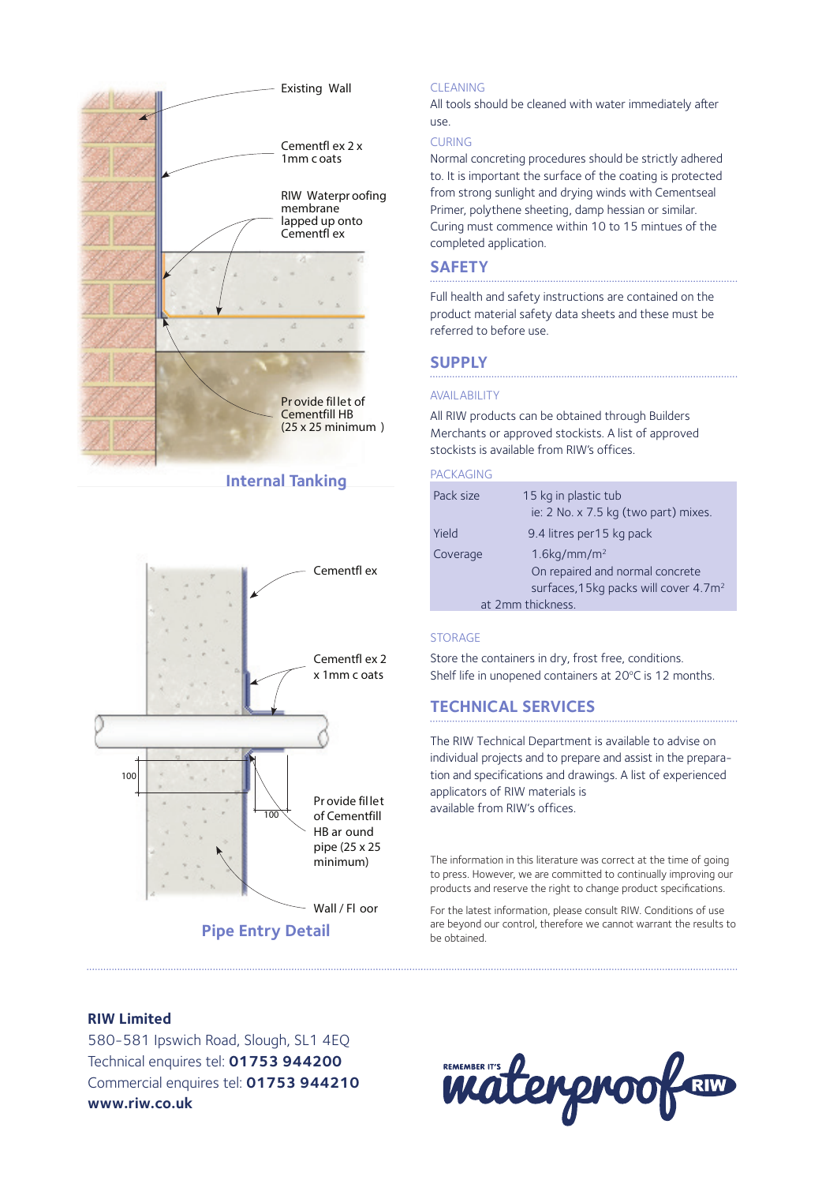Existing Wall

Cementflex 2 x 1mm coats

RIW Waterproofing membrane lapped up onto Cementflex

Provide fillet of Cementfill HB (25 x 25 minimum)

**Internal Tanking**

Cementflex

Cementflex 2 x 1mm coats

100

100

Provide fillet of Cementfill HB around pipe (25 x 25 minimum)

Wall / Floor

**Pipe Entry Detail**

CLEANING

All tools should be cleaned with water immediately after use.

CURING

Normal concreting procedures should be strictly adhered to. It is important the surface of the coating is protected from strong sunlight and drying winds with Cementseal Primer, polythene sheeting, damp hessian or similar. Curing must commence within 10 to 15 mintues of the completed application.

## SAFETY

Full health and safety instructions are contained on the product material safety data sheets and these must be referred to before use.

## SUPPLY

AVAILABILITY

All RIW products can be obtained through Builders Merchants or approved stockists. A list of approved stockists is available from RIW's offices.

PACKAGING

| | |
|---|---|
| Pack size | 15 kg in plastic tub ie: 2 No. x 7.5 kg (two part) mixes. |
| Yield | 9.4 litres per15 kg pack |
| Coverage | 1.6kg/mm/m² On repaired and normal concrete surfaces,15kg packs will cover 4.7m² at 2mm thickness. |

STORAGE

Store the containers in dry, frost free, conditions. Shelf life in unopened containers at 20°C is 12 months.

## TECHNICAL SERVICES

The RIW Technical Department is available to advise on individual projects and to prepare and assist in the preparation and specifications and drawings. A list of experienced applicators of RIW materials is available from RIW's offices.

The information in this literature was correct at the time of going to press. However, we are committed to continually improving our products and reserve the right to change product specifications.

For the latest information, please consult RIW. Conditions of use are beyond our control, therefore we cannot warrant the results to be obtained.

**RIW Limited**
580-581 Ipswich Road, Slough, SL1 4EQ
Technical enquires tel: **01753 944200**
Commercial enquires tel: **01753 944210**
**www.riw.co.uk**

REMEMBER IT'S waterproof RIW